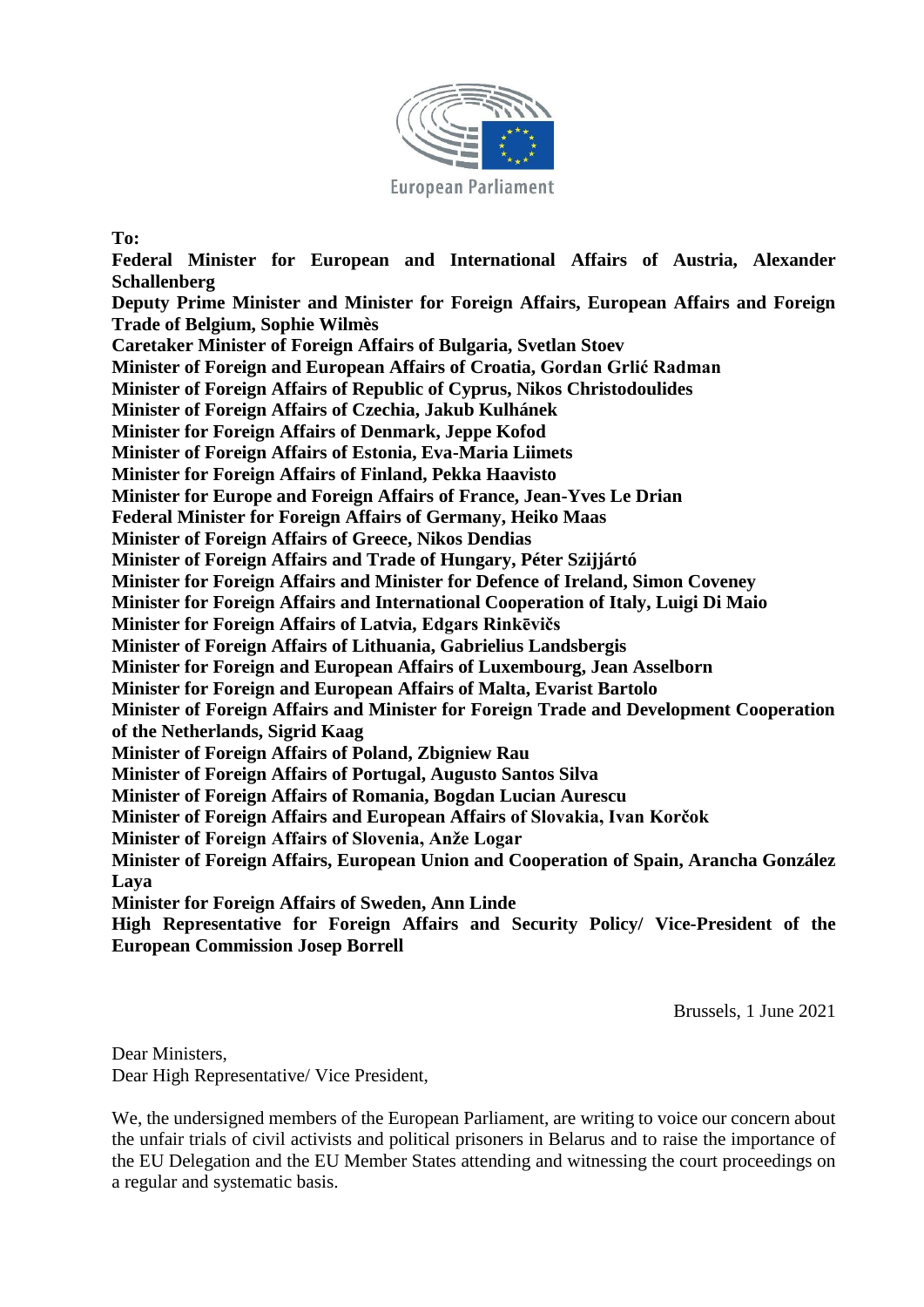European Parliament

**To:**
**Federal Minister for European and International Affairs of Austria, Alexander Schallenberg**
**Deputy Prime Minister and Minister for Foreign Affairs, European Affairs and Foreign Trade of Belgium, Sophie Wilmès**
**Caretaker Minister of Foreign Affairs of Bulgaria, Svetlan Stoev**
**Minister of Foreign and European Affairs of Croatia, Gordan Grlić Radman**
**Minister of Foreign Affairs of Republic of Cyprus, Nikos Christodoulides**
**Minister of Foreign Affairs of Czechia, Jakub Kulhánek**
**Minister for Foreign Affairs of Denmark, Jeppe Kofod**
**Minister of Foreign Affairs of Estonia, Eva-Maria Liimets**
**Minister for Foreign Affairs of Finland, Pekka Haavisto**
**Minister for Europe and Foreign Affairs of France, Jean-Yves Le Drian**
**Federal Minister for Foreign Affairs of Germany, Heiko Maas**
**Minister of Foreign Affairs of Greece, Nikos Dendias**
**Minister of Foreign Affairs and Trade of Hungary, Péter Szijjártó**
**Minister for Foreign Affairs and Minister for Defence of Ireland, Simon Coveney**
**Minister for Foreign Affairs and International Cooperation of Italy, Luigi Di Maio**
**Minister for Foreign Affairs of Latvia, Edgars Rinkēvičs**
**Minister of Foreign Affairs of Lithuania, Gabrielius Landsbergis**
**Minister for Foreign and European Affairs of Luxembourg, Jean Asselborn**
**Minister for Foreign and European Affairs of Malta, Evarist Bartolo**
**Minister of Foreign Affairs and Minister for Foreign Trade and Development Cooperation of the Netherlands, Sigrid Kaag**
**Minister of Foreign Affairs of Poland, Zbigniew Rau**
**Minister of Foreign Affairs of Portugal, Augusto Santos Silva**
**Minister of Foreign Affairs of Romania, Bogdan Lucian Aurescu**
**Minister of Foreign Affairs and European Affairs of Slovakia, Ivan Korčok**
**Minister of Foreign Affairs of Slovenia, Anže Logar**
**Minister of Foreign Affairs, European Union and Cooperation of Spain, Arancha González Laya**
**Minister for Foreign Affairs of Sweden, Ann Linde**
**High Representative for Foreign Affairs and Security Policy/ Vice-President of the European Commission Josep Borrell**

Brussels, 1 June 2021

Dear Ministers,
Dear High Representative/ Vice President,

We, the undersigned members of the European Parliament, are writing to voice our concern about the unfair trials of civil activists and political prisoners in Belarus and to raise the importance of the EU Delegation and the EU Member States attending and witnessing the court proceedings on a regular and systematic basis.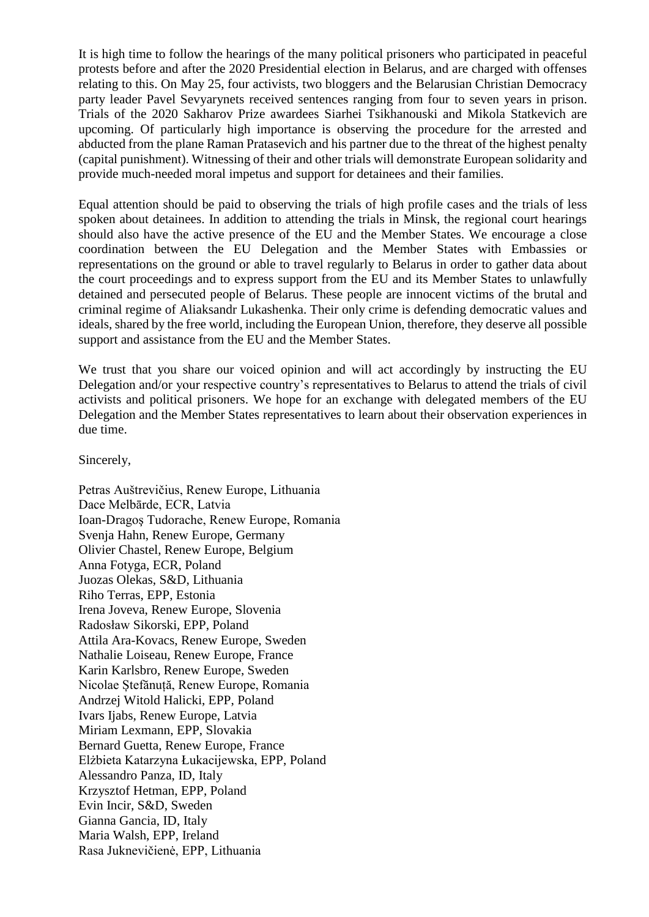It is high time to follow the hearings of the many political prisoners who participated in peaceful protests before and after the 2020 Presidential election in Belarus, and are charged with offenses relating to this. On May 25, four activists, two bloggers and the Belarusian Christian Democracy party leader Pavel Sevyarynets received sentences ranging from four to seven years in prison. Trials of the 2020 Sakharov Prize awardees Siarhei Tsikhanouski and Mikola Statkevich are upcoming. Of particularly high importance is observing the procedure for the arrested and abducted from the plane Raman Pratasevich and his partner due to the threat of the highest penalty (capital punishment). Witnessing of their and other trials will demonstrate European solidarity and provide much-needed moral impetus and support for detainees and their families.

Equal attention should be paid to observing the trials of high profile cases and the trials of less spoken about detainees. In addition to attending the trials in Minsk, the regional court hearings should also have the active presence of the EU and the Member States. We encourage a close coordination between the EU Delegation and the Member States with Embassies or representations on the ground or able to travel regularly to Belarus in order to gather data about the court proceedings and to express support from the EU and its Member States to unlawfully detained and persecuted people of Belarus. These people are innocent victims of the brutal and criminal regime of Aliaksandr Lukashenka. Their only crime is defending democratic values and ideals, shared by the free world, including the European Union, therefore, they deserve all possible support and assistance from the EU and the Member States.

We trust that you share our voiced opinion and will act accordingly by instructing the EU Delegation and/or your respective country's representatives to Belarus to attend the trials of civil activists and political prisoners. We hope for an exchange with delegated members of the EU Delegation and the Member States representatives to learn about their observation experiences in due time.

Sincerely,

Petras Auštrevičius, Renew Europe, Lithuania
Dace Melbārde, ECR, Latvia
Ioan-Dragoş Tudorache, Renew Europe, Romania
Svenja Hahn, Renew Europe, Germany
Olivier Chastel, Renew Europe, Belgium
Anna Fotyga, ECR, Poland
Juozas Olekas, S&D, Lithuania
Riho Terras, EPP, Estonia
Irena Joveva, Renew Europe, Slovenia
Radosław Sikorski, EPP, Poland
Attila Ara-Kovacs, Renew Europe, Sweden
Nathalie Loiseau, Renew Europe, France
Karin Karlsbro, Renew Europe, Sweden
Nicolae Ştefănuță, Renew Europe, Romania
Andrzej Witold Halicki, EPP, Poland
Ivars Ijabs, Renew Europe, Latvia
Miriam Lexmann, EPP, Slovakia
Bernard Guetta, Renew Europe, France
Elżbieta Katarzyna Łukacijewska, EPP, Poland
Alessandro Panza, ID, Italy
Krzysztof Hetman, EPP, Poland
Evin Incir, S&D, Sweden
Gianna Gancia, ID, Italy
Maria Walsh, EPP, Ireland
Rasa Juknevičienė, EPP, Lithuania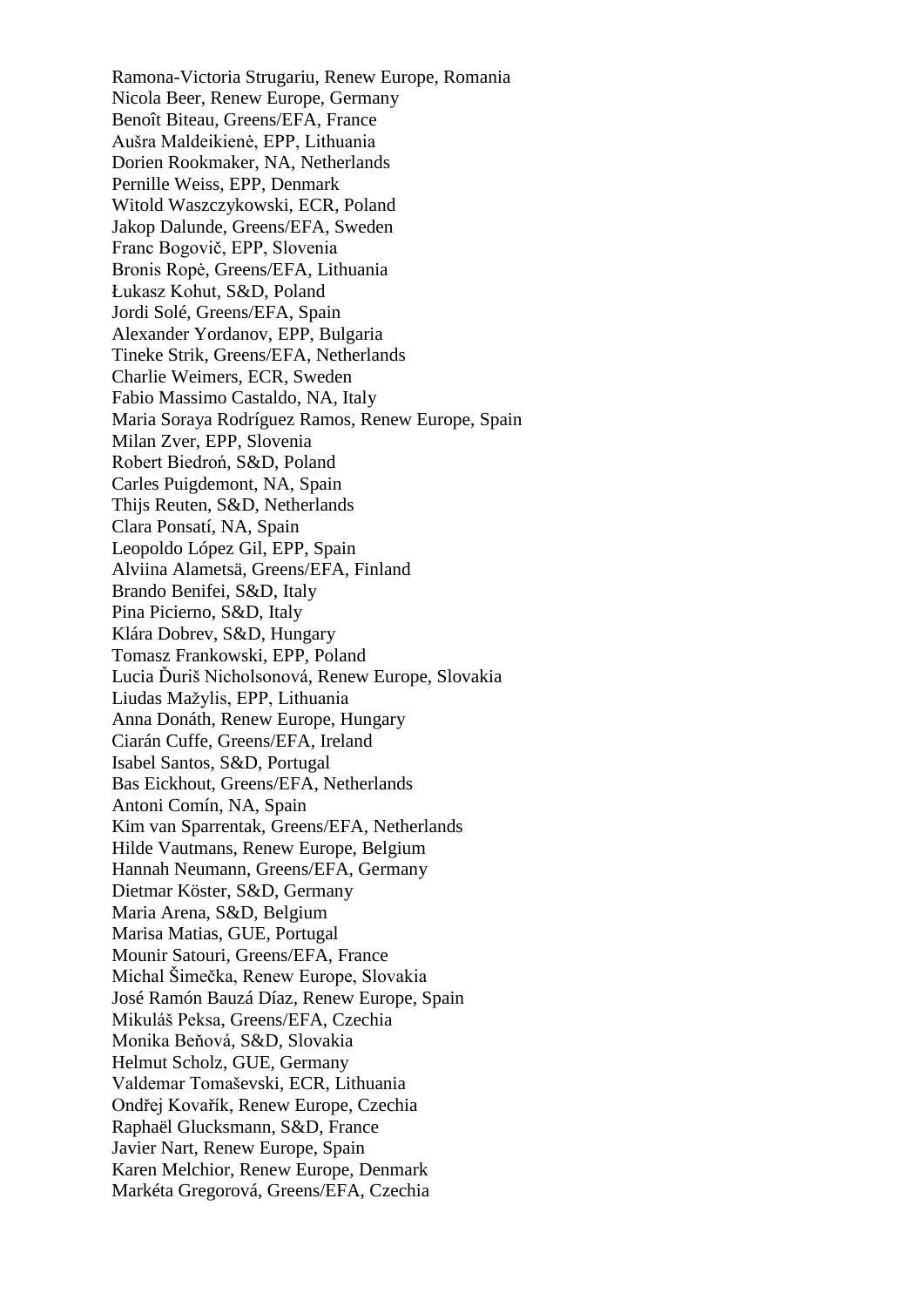Ramona-Victoria Strugariu, Renew Europe, Romania
Nicola Beer, Renew Europe, Germany
Benoît Biteau, Greens/EFA, France
Aušra Maldeikienė, EPP, Lithuania
Dorien Rookmaker, NA, Netherlands
Pernille Weiss, EPP, Denmark
Witold Waszczykowski, ECR, Poland
Jakop Dalunde, Greens/EFA, Sweden
Franc Bogovič, EPP, Slovenia
Bronis Ropė, Greens/EFA, Lithuania
Łukasz Kohut, S&D, Poland
Jordi Solé, Greens/EFA, Spain
Alexander Yordanov, EPP, Bulgaria
Tineke Strik, Greens/EFA, Netherlands
Charlie Weimers, ECR, Sweden
Fabio Massimo Castaldo, NA, Italy
Maria Soraya Rodríguez Ramos, Renew Europe, Spain
Milan Zver, EPP, Slovenia
Robert Biedroń, S&D, Poland
Carles Puigdemont, NA, Spain
Thijs Reuten, S&D, Netherlands
Clara Ponsatí, NA, Spain
Leopoldo López Gil, EPP, Spain
Alviina Alametsä, Greens/EFA, Finland
Brando Benifei, S&D, Italy
Pina Picierno, S&D, Italy
Klára Dobrev, S&D, Hungary
Tomasz Frankowski, EPP, Poland
Lucia Ďuriš Nicholsonová, Renew Europe, Slovakia
Liudas Mažylis, EPP, Lithuania
Anna Donáth, Renew Europe, Hungary
Ciarán Cuffe, Greens/EFA, Ireland
Isabel Santos, S&D, Portugal
Bas Eickhout, Greens/EFA, Netherlands
Antoni Comín, NA, Spain
Kim van Sparrentak, Greens/EFA, Netherlands
Hilde Vautmans, Renew Europe, Belgium
Hannah Neumann, Greens/EFA, Germany
Dietmar Köster, S&D, Germany
Maria Arena, S&D, Belgium
Marisa Matias, GUE, Portugal
Mounir Satouri, Greens/EFA, France
Michal Šimečka, Renew Europe, Slovakia
José Ramón Bauzá Díaz, Renew Europe, Spain
Mikuláš Peksa, Greens/EFA, Czechia
Monika Beňová, S&D, Slovakia
Helmut Scholz, GUE, Germany
Valdemar Tomaševski, ECR, Lithuania
Ondřej Kovařík, Renew Europe, Czechia
Raphaël Glucksmann, S&D, France
Javier Nart, Renew Europe, Spain
Karen Melchior, Renew Europe, Denmark
Markéta Gregorová, Greens/EFA, Czechia